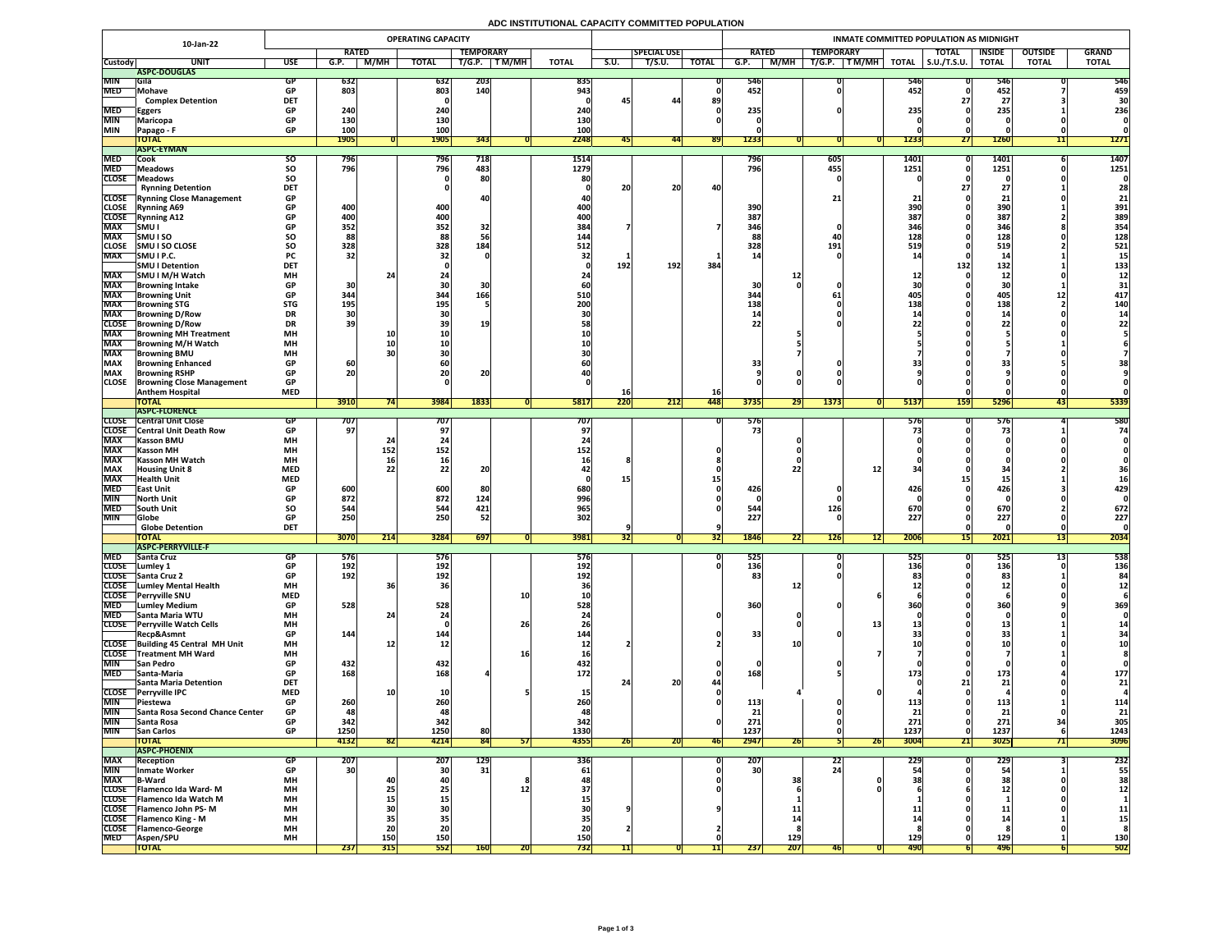# ADC INSTITUTIONAL CAPACITY COMMITTED POPULATION

| 10-Jan-22 | | | OPERATING CAPACITY | | | | | | | | | | INMATE COMMITTED POPULATION AS MIDNIGHT | | | | | | | | | |
|---|---|---|---|---|---|---|---|---|---|---|---|---|---|---|---|---|---|---|---|---|---|---|
| | | | RATED | | | TEMPORARY | | | | SPECIAL USE | | | RATED | | TEMPORARY | | | TOTAL | INSIDE | OUTSIDE | GRAND |
| Custody | UNIT | USE | G.P. | M/MH | TOTAL | T/G.P. | T M/MH | TOTAL | S.U. | T/S.U. | TOTAL | G.P. | M/MH | T/G.P. | T M/MH | TOTAL | S.U./T.S.U. | TOTAL | TOTAL | TOTAL |
| | **ASPC-DOUGLAS** | | | | | | | | | | | | | | | | | | | |
| MIN | Gila | GP | 632 | | 632 | 203 | | 835 | | | 0 | 546 | | 0 | | 546 | 0 | 546 | 0 | 546 |
| MED | Mohave | GP | 803 | | 803 | 140 | | 943 | | | 0 | 452 | | 0 | | 452 | 0 | 452 | 7 | 459 |
| | Complex Detention | DET | | | 0 | | | 0 | 45 | 44 | 89 | | | | | | 27 | 27 | 3 | 30 |
| MED | Eggers | GP | 240 | | 240 | | | 240 | | | 0 | 235 | | 0 | | 235 | 0 | 235 | 1 | 236 |
| MIN | Maricopa | GP | 130 | | 130 | | | 130 | | | 0 | 0 | | | | 0 | 0 | 0 | 0 | 0 |
| MIN | Papago - F | GP | 100 | | 100 | | | 100 | | | | 0 | | | | 0 | 0 | 0 | 0 | 0 |
| | **TOTAL** | | 1905 | 0 | 1905 | 343 | 0 | 2248 | 45 | 44 | 89 | 1233 | 0 | 0 | 0 | 1233 | 27 | 1260 | 11 | 1271 |
| | **ASPC-EYMAN** | | | | | | | | | | | | | | | | | | | |
| MED | Cook | SO | 796 | | 796 | 718 | | 1514 | | | | 796 | | 605 | | 1401 | 0 | 1401 | 6 | 1407 |
| MED | Meadows | SO | 796 | | 796 | 483 | | 1279 | | | | 796 | | 455 | | 1251 | 0 | 1251 | 0 | 1251 |
| CLOSE | Meadows | SO | | | 0 | 80 | | 80 | | | | | | 0 | | 0 | 0 | 0 | 0 | 0 |
| | Rynning Detention | DET | | | 0 | | | 0 | 20 | 20 | 40 | | | | | | 27 | 27 | 1 | 28 |
| CLOSE | Rynning Close Management | GP | | | | 40 | | 40 | | | | | | 21 | | 21 | 0 | 21 | 0 | 21 |
| CLOSE | Rynning A69 | GP | 400 | | 400 | | | 400 | | | | 390 | | | | 390 | 0 | 390 | 1 | 391 |
| CLOSE | Rynning A12 | GP | 400 | | 400 | | | 400 | | | | 387 | | | | 387 | 0 | 387 | 2 | 389 |
| MAX | SMU I | GP | 352 | | 352 | 32 | | 384 | 7 | | 7 | 346 | | 0 | | 346 | 0 | 346 | 8 | 354 |
| MAX | SMU I SO | SO | 88 | | 88 | 56 | | 144 | | | | 88 | | 40 | | 128 | 0 | 128 | 0 | 128 |
| CLOSE | SMU I SO CLOSE | SO | 328 | | 328 | 184 | | 512 | | | | 328 | | 191 | | 519 | 0 | 519 | 2 | 521 |
| MAX | SMU I P.C. | PC | 32 | | 32 | 0 | | 32 | 1 | | 1 | 14 | | 0 | | 14 | 0 | 14 | 1 | 15 |
| | SMU I Detention | DET | | | 0 | | | 0 | 192 | 192 | 384 | | | | | | 132 | 132 | 1 | 133 |
| MAX | SMU I M/H Watch | MH | | 24 | 24 | | | 24 | | | | | 12 | | | 12 | 0 | 12 | 0 | 12 |
| MAX | Browning Intake | GP | 30 | | 30 | 30 | | 60 | | | | 30 | 0 | 0 | | 30 | 0 | 30 | 1 | 31 |
| MAX | Browning Unit | GP | 344 | | 344 | 166 | | 510 | | | | 344 | | 61 | | 405 | 0 | 405 | 12 | 417 |
| MAX | Browning STG | STG | 195 | | 195 | 5 | | 200 | | | | 138 | | 0 | | 138 | 0 | 138 | 2 | 140 |
| MAX | Browning D/Row | DR | 30 | | 30 | | | 30 | | | | 14 | | 0 | | 14 | 0 | 14 | 0 | 14 |
| CLOSE | Browning D/Row | DR | 39 | | 39 | 19 | | 58 | | | | 22 | | 0 | | 22 | 0 | 22 | 0 | 22 |
| MAX | Browning MH Treatment | MH | | 10 | 10 | | | 10 | | | | | 5 | | | 5 | 0 | 5 | 0 | 5 |
| MAX | Browning M/H Watch | MH | | 10 | 10 | | | 10 | | | | | 5 | | | 5 | 0 | 5 | 1 | 6 |
| MAX | Browning BMU | MH | | 30 | 30 | | | 30 | | | | | 7 | | | 7 | 0 | 7 | 0 | 7 |
| MAX | Browning Enhanced | GP | 60 | | 60 | | | 60 | | | | 33 | | 0 | | 33 | 0 | 33 | 5 | 38 |
| MAX | Browning RSHP | GP | 20 | | 20 | 20 | | 40 | | | | 9 | 0 | 0 | | 9 | 0 | 9 | 0 | 9 |
| CLOSE | Browning Close Management | GP | | | 0 | | | 0 | | | | 0 | 0 | 0 | | 0 | 0 | 0 | 0 | 0 |
| | Anthem Hospital | MED | | | | | | | 16 | | 16 | | | | | | 0 | 0 | 0 | 0 |
| | **TOTAL** | | 3910 | 74 | 3984 | 1833 | 0 | 5817 | 220 | 212 | 448 | 3735 | 29 | 1373 | 0 | 5137 | 159 | 5296 | 43 | 5339 |
| | **ASPC-FLORENCE** | | | | | | | | | | | | | | | | | | | |
| CLOSE | Central Unit Close | GP | 707 | | 707 | | | 707 | | | 0 | 576 | | | | 576 | 0 | 576 | 4 | 580 |
| CLOSE | Central Unit Death Row | GP | 97 | | 97 | | | 97 | | | | 73 | | | | 73 | 0 | 73 | 1 | 74 |
| MAX | Kasson BMU | MH | | 24 | 24 | | | 24 | | | | | 0 | | | 0 | 0 | 0 | 0 | 0 |
| MAX | Kasson MH | MH | | 152 | 152 | | | 152 | | | 0 | | 0 | | | 0 | 0 | 0 | 0 | 0 |
| MAX | Kasson MH Watch | MH | | 16 | 16 | | | 16 | 8 | | 8 | | 0 | | | 0 | 0 | 0 | 0 | 0 |
| MAX | Housing Unit 8 | MED | | 22 | 22 | 20 | | 42 | | | 0 | | 22 | | 12 | 34 | 0 | 34 | 2 | 36 |
| MAX | Health Unit | MED | | | | | | 0 | 15 | | 15 | | | | | | 15 | 15 | 1 | 16 |
| MED | East Unit | GP | 600 | | 600 | 80 | | 680 | | | 0 | 426 | | 0 | | 426 | 0 | 426 | 3 | 429 |
| MIN | North Unit | GP | 872 | | 872 | 124 | | 996 | | | 0 | 0 | | 0 | | 0 | 0 | 0 | 0 | 0 |
| MED | South Unit | SO | 544 | | 544 | 421 | | 965 | | | 0 | 544 | | 126 | | 670 | 0 | 670 | 2 | 672 |
| MIN | Globe | GP | 250 | | 250 | 52 | | 302 | | | | 227 | | 0 | | 227 | 0 | 227 | 0 | 227 |
| | Globe Detention | DET | | | | | | | 9 | | 9 | | | | | | 0 | 0 | 0 | 0 |
| | **TOTAL** | | 3070 | 214 | 3284 | 697 | 0 | 3981 | 32 | 0 | 32 | 1846 | 22 | 126 | 12 | 2006 | 15 | 2021 | 13 | 2034 |
| | **ASPC-PERRYVILLE-F** | | | | | | | | | | | | | | | | | | | |
| MED | Santa Cruz | GP | 576 | | 576 | | | 576 | | | 0 | 525 | | 0 | | 525 | 0 | 525 | 13 | 538 |
| CLOSE | Lumley 1 | GP | 192 | | 192 | | | 192 | | | 0 | 136 | | 0 | | 136 | 0 | 136 | 0 | 136 |
| CLOSE | Santa Cruz 2 | GP | 192 | | 192 | | | 192 | | | | 83 | | 0 | | 83 | 0 | 83 | 1 | 84 |
| CLOSE | Lumley Mental Health | MH | | 36 | 36 | | | 36 | | | | | 12 | | | 12 | 0 | 12 | 0 | 12 |
| CLOSE | Perryville SNU | MED | | | | | 10 | 10 | | | | | | | 6 | 6 | 0 | 6 | 0 | 6 |
| MED | Lumley Medium | GP | 528 | | 528 | | | 528 | | | | 360 | | 0 | | 360 | 0 | 360 | 9 | 369 |
| MED | Santa Maria WTU | MH | | 24 | 24 | | | 24 | | | 0 | | 0 | | | 0 | 0 | 0 | 0 | 0 |
| CLOSE | Perryville Watch Cells | MH | | | 0 | | 26 | 26 | | | | | 0 | | 13 | 13 | 0 | 13 | 1 | 14 |
| | Recp&Asmnt | GP | 144 | | 144 | | | 144 | | | 0 | 33 | | 0 | | 33 | 0 | 33 | 1 | 34 |
| CLOSE | Building 45 Central MH Unit | MH | | 12 | 12 | | | 12 | 2 | | 2 | | 10 | | | 10 | 0 | 10 | 0 | 10 |
| CLOSE | Treatment MH Ward | MH | | | | | 16 | 16 | | | | | | | 7 | 7 | 0 | 7 | 1 | 8 |
| MIN | San Pedro | GP | 432 | | 432 | | | 432 | | | 0 | 0 | | 0 | | 0 | 0 | 0 | 0 | 0 |
| MED | Santa-Maria | GP | 168 | | 168 | 4 | | 172 | | | 0 | 168 | | 5 | | 173 | 0 | 173 | 4 | 177 |
| | Santa Maria Detention | DET | | | | | | | 24 | 20 | 44 | | | | | 0 | 21 | 21 | 0 | 21 |
| CLOSE | Perryville IPC | MED | | 10 | 10 | | 5 | 15 | | | 0 | | 4 | | 0 | 4 | 0 | 4 | 0 | 4 |
| MIN | Piestewa | GP | 260 | | 260 | | | 260 | | | 0 | 113 | | 0 | | 113 | 0 | 113 | 1 | 114 |
| MIN | Santa Rosa Second Chance Center | GP | 48 | | 48 | | | 48 | | | | 21 | | 0 | | 21 | 0 | 21 | 0 | 21 |
| MIN | Santa Rosa | GP | 342 | | 342 | | | 342 | | | 0 | 271 | | 0 | | 271 | 0 | 271 | 34 | 305 |
| MIN | San Carlos | GP | 1250 | | 1250 | 80 | | 1330 | | | | 1237 | | 0 | | 1237 | 0 | 1237 | 6 | 1243 |
| | **TOTAL** | | 4132 | 82 | 4214 | 84 | 57 | 4355 | 26 | 20 | 46 | 2947 | 26 | 5 | 26 | 3004 | 21 | 3025 | 71 | 3096 |
| | **ASPC-PHOENIX** | | | | | | | | | | | | | | | | | | | |
| MAX | Reception | GP | 207 | | 207 | 129 | | 336 | | | 0 | 207 | | 22 | | 229 | 0 | 229 | 3 | 232 |
| MIN | Inmate Worker | GP | 30 | | 30 | 31 | | 61 | | | 0 | 30 | | 24 | | 54 | 0 | 54 | 1 | 55 |
| MAX | B-Ward | MH | | 40 | 40 | | 8 | 48 | | | 0 | | 38 | | 0 | 38 | 0 | 38 | 0 | 38 |
| CLOSE | Flamenco Ida Ward- M | MH | | 25 | 25 | | 12 | 37 | | | 0 | | 6 | | 0 | 6 | 6 | 12 | 0 | 12 |
| CLOSE | Flamenco Ida Watch M | MH | | 15 | 15 | | | 15 | | | | | 1 | | | 1 | 0 | 1 | 0 | 1 |
| CLOSE | Flamenco John PS- M | MH | | 30 | 30 | | | 30 | 9 | | 9 | | 11 | | | 11 | 0 | 11 | 0 | 11 |
| CLOSE | Flamenco King - M | MH | | 35 | 35 | | | 35 | | | | | 14 | | | 14 | 0 | 14 | 1 | 15 |
| CLOSE | Flamenco-George | MH | | 20 | 20 | | | 20 | 2 | | 2 | | 8 | | | 8 | 0 | 8 | 0 | 8 |
| MED | Aspen/SPU | MH | | 150 | 150 | | | 150 | | | 0 | | 129 | | | 129 | 0 | 129 | 1 | 130 |
| | **TOTAL** | | 237 | 315 | 552 | 160 | 20 | 732 | 11 | 0 | 11 | 237 | 207 | 46 | 0 | 490 | 6 | 496 | 6 | 502 |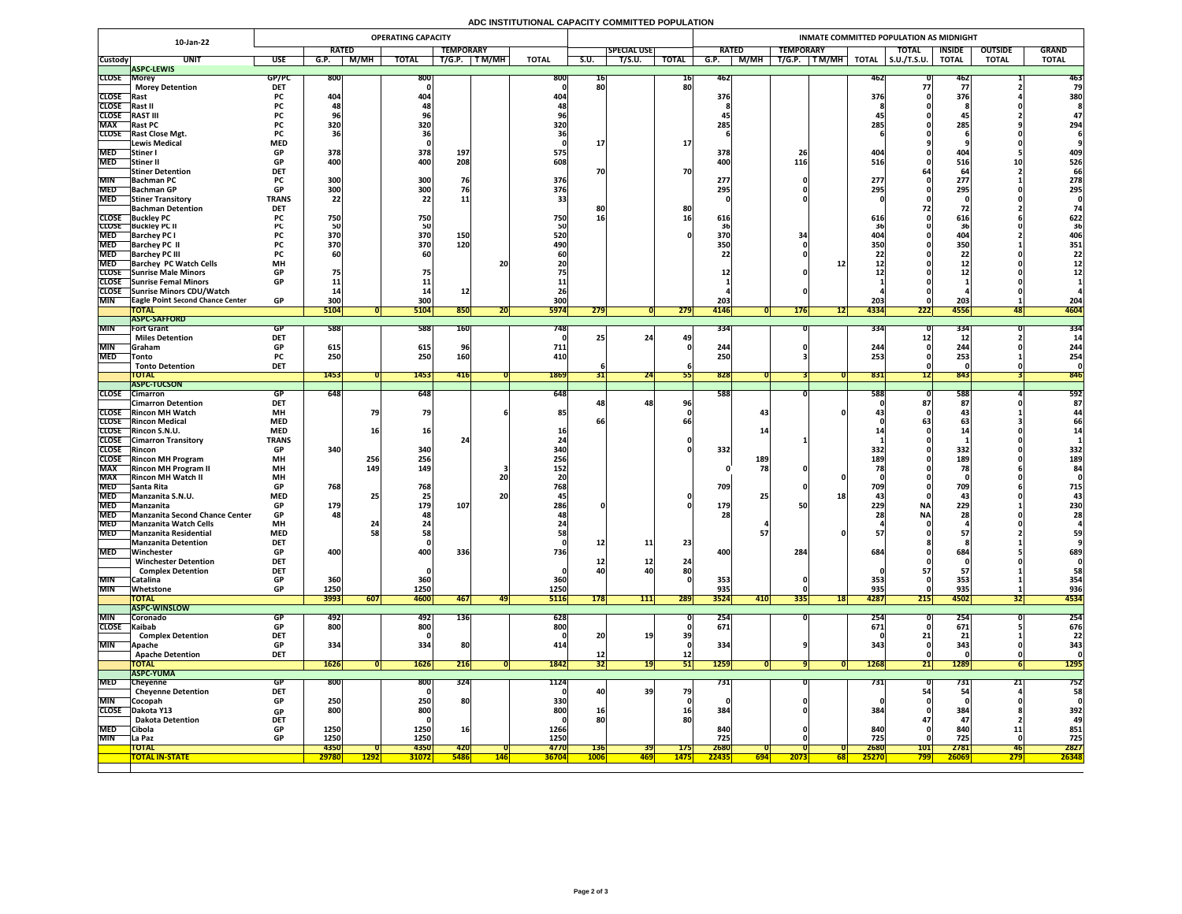# ADC INSTITUTIONAL CAPACITY COMMITTED POPULATION

| 10-Jan-22 | | | OPERATING CAPACITY | | | | | | | | | | INMATE COMMITTED POPULATION AS MIDNIGHT | | | | | | | | | |
|---|---|---|---|---|---|---|---|---|---|---|---|---|---|---|---|---|---|---|---|---|---|
| | | | RATED | | | TEMPORARY | | | | SPECIAL USE | | RATED | | TEMPORARY | | | TOTAL | INSIDE | OUTSIDE | GRAND |
| Custody | UNIT | USE | G.P. | M/MH | TOTAL | T/G.P. | T M/MH | TOTAL | S.U. | T/S.U. | TOTAL | G.P. | M/MH | T/G.P. | T M/MH | TOTAL | S.U./T.S.U. | TOTAL | TOTAL | TOTAL |
| | **ASPC-LEWIS** | | | | | | | | | | | | | | | | | | | |
| CLOSE | Morey | GP/PC | 800 | | 800 | | | 800 | 16 | | 16 | 462 | | | | 462 | 0 | 462 | 1 | 463 |
| | Morey Detention | DET | | | 0 | | | 0 | 80 | | 80 | | | | | | 77 | 77 | 2 | 79 |
| CLOSE | Rast | PC | 404 | | 404 | | | 404 | | | | 376 | | | | 376 | 0 | 376 | 4 | 380 |
| CLOSE | Rast II | PC | 48 | | 48 | | | 48 | | | | 8 | | | | 8 | 0 | 8 | 0 | 8 |
| CLOSE | RAST III | PC | 96 | | 96 | | | 96 | | | | 45 | | | | 45 | 0 | 45 | 2 | 47 |
| MAX | Rast PC | PC | 320 | | 320 | | | 320 | | | | 285 | | | | 285 | 0 | 285 | 9 | 294 |
| CLOSE | Rast Close Mgt. | PC | 36 | | 36 | | | 36 | | | | 6 | | | | 6 | 0 | 6 | 0 | 6 |
| | Lewis Medical | MED | | | 0 | | | 0 | 17 | | 17 | | | | | | 9 | 9 | 0 | 9 |
| MED | Stiner I | GP | 378 | | 378 | 197 | | 575 | | | | 378 | | 26 | | 404 | 0 | 404 | 5 | 409 |
| MED | Stiner II | GP | 400 | | 400 | 208 | | 608 | | | | 400 | | 116 | | 516 | 0 | 516 | 10 | 526 |
| | Stiner Detention | DET | | | | | | | 70 | | 70 | | | | | | 64 | 64 | 2 | 66 |
| MIN | Bachman PC | PC | 300 | | 300 | 76 | | 376 | | | | 277 | | 0 | | 277 | 0 | 277 | 1 | 278 |
| MED | Bachman GP | GP | 300 | | 300 | 76 | | 376 | | | | 295 | | 0 | | 295 | 0 | 295 | 0 | 295 |
| MED | Stiner Transitory | TRANS | 22 | | 22 | 11 | | 33 | | | | 0 | | 0 | | 0 | 0 | 0 | 0 | 0 |
| | Bachman Detention | DET | | | | | | 0 | 80 | | 80 | | | | | | 72 | 72 | 2 | 74 |
| CLOSE | Buckley PC | PC | 750 | | 750 | | | 750 | 16 | | 16 | 616 | | | | 616 | 0 | 616 | 6 | 622 |
| CLOSE | Buckley PC II | PC | 50 | | 50 | | | 50 | | | | 36 | | | | 36 | 0 | 36 | 0 | 36 |
| MED | Barchey PC I | PC | 370 | | 370 | 150 | | 520 | | | 0 | 370 | | 34 | | 404 | 0 | 404 | 2 | 406 |
| MED | Barchey PC II | PC | 370 | | 370 | 120 | | 490 | | | | 350 | | 0 | | 350 | 0 | 350 | 1 | 351 |
| MED | Barchey PC III | PC | 60 | | 60 | | | 60 | | | | 22 | | 0 | | 22 | 0 | 22 | 0 | 22 |
| MED | Barchey PC Watch Cells | MH | | | | | 20 | 20 | | | | | | | 12 | 12 | 0 | 12 | 0 | 12 |
| CLOSE | Sunrise Male Minors | GP | 75 | | 75 | | | 75 | | | | 12 | | 0 | | 12 | 0 | 12 | 0 | 12 |
| CLOSE | Sunrise Femal Minors | GP | 11 | | 11 | | | 11 | | | | 1 | | | | 1 | 0 | 1 | 0 | 1 |
| CLOSE | Sunrise Minors CDU/Watch | | 14 | | 14 | 12 | | 26 | | | | 4 | | 0 | | 4 | 0 | 4 | 0 | 4 |
| MIN | Eagle Point Second Chance Center | GP | 300 | | 300 | | | 300 | | | | 203 | | | | 203 | 0 | 203 | 1 | 204 |
| | **TOTAL** | | 5104 | 0 | 5104 | 850 | 20 | 5974 | 279 | 0 | 279 | 4146 | 0 | 176 | 12 | 4334 | 222 | 4556 | 48 | 4604 |
| | **ASPC-SAFFORD** | | | | | | | | | | | | | | | | | | | |
| MIN | Fort Grant | GP | 588 | | 588 | 160 | | 748 | | | | 334 | | 0 | | 334 | 0 | 334 | 0 | 334 |
| | Miles Detention | DET | | | | | | 0 | 25 | 24 | 49 | | | | | | 12 | 12 | 2 | 14 |
| MIN | Graham | GP | 615 | | 615 | 96 | | 711 | | | 0 | 244 | | 0 | | 244 | 0 | 244 | 0 | 244 |
| MED | Tonto | PC | 250 | | 250 | 160 | | 410 | | | | 250 | | 3 | | 253 | 0 | 253 | 1 | 254 |
| | Tonto Detention | DET | | | | | | | 6 | | 6 | | | | | | 0 | 0 | 0 | 0 |
| | **TOTAL** | | 1453 | 0 | 1453 | 416 | 0 | 1869 | 31 | 24 | 55 | 828 | 0 | 3 | 0 | 831 | 12 | 843 | 3 | 846 |
| | **ASPC-TUCSON** | | | | | | | | | | | | | | | | | | | |
| CLOSE | Cimarron | GP | 648 | | 648 | | | 648 | | | | 588 | | 0 | | 588 | 0 | 588 | 4 | 592 |
| | Cimarron Detention | DET | | | | | | | 48 | 48 | 96 | | | | | 0 | 87 | 87 | 0 | 87 |
| CLOSE | Rincon MH Watch | MH | | 79 | 79 | | 6 | 85 | | | 0 | | 43 | | 0 | 43 | 0 | 43 | 1 | 44 |
| CLOSE | Rincon Medical | MED | | | | | | | 66 | | 66 | | | | | 0 | 63 | 63 | 3 | 66 |
| CLOSE | Rincon S.N.U. | MED | | 16 | 16 | | | 16 | | | | | 14 | | | 14 | 0 | 14 | 0 | 14 |
| CLOSE | Cimarron Transitory | TRANS | | | | 24 | | 24 | | | 0 | | | 1 | | 1 | 0 | 1 | 0 | 1 |
| CLOSE | Rincon | GP | 340 | | 340 | | | 340 | | | 0 | 332 | | | | 332 | 0 | 332 | 0 | 332 |
| CLOSE | Rincon MH Program | MH | | 256 | 256 | | | 256 | | | | | 189 | | | 189 | 0 | 189 | 0 | 189 |
| MAX | Rincon MH Program II | MH | | 149 | 149 | | 3 | 152 | | | | 0 | 78 | 0 | | 78 | 0 | 78 | 6 | 84 |
| MAX | Rincon MH Watch II | MH | | | | | 20 | 20 | | | | | | | 0 | 0 | 0 | 0 | 0 | 0 |
| MED | Santa Rita | GP | 768 | | 768 | | | 768 | | | | 709 | | 0 | | 709 | 0 | 709 | 6 | 715 |
| MED | Manzanita S.N.U. | MED | | 25 | 25 | | 20 | 45 | | | 0 | | 25 | | 18 | 43 | 0 | 43 | 0 | 43 |
| MED | Manzanita | GP | 179 | | 179 | 107 | | 286 | 0 | | 0 | 179 | | 50 | | 229 | NA | 229 | 1 | 230 |
| MED | Manzanita Second Chance Center | GP | 48 | | 48 | | | 48 | | | | 28 | | | | 28 | NA | 28 | 0 | 28 |
| MED | Manzanita Watch Cells | MH | | 24 | 24 | | | 24 | | | | | 4 | | | 4 | 0 | 4 | 0 | 4 |
| MED | Manzanita Residential | MED | | 58 | 58 | | | 58 | | | | | 57 | | 0 | 57 | 0 | 57 | 2 | 59 |
| | Manzanita Detention | DET | | | 0 | | | 0 | 12 | 11 | 23 | | | | | | 8 | 8 | 1 | 9 |
| MED | Winchester | GP | 400 | | 400 | 336 | | 736 | | | | 400 | | 284 | | 684 | 0 | 684 | 5 | 689 |
| | Winchester Detention | DET | | | | | | | 12 | 12 | 24 | | | | | | 0 | 0 | 0 | 0 |
| | Complex Detention | DET | | | 0 | | | 0 | 40 | 40 | 80 | | | | | 0 | 57 | 57 | 1 | 58 |
| MIN | Catalina | GP | 360 | | 360 | | | 360 | | | 0 | 353 | | 0 | | 353 | 0 | 353 | 1 | 354 |
| MIN | Whetstone | GP | 1250 | | 1250 | | | 1250 | | | | 935 | | 0 | | 935 | 0 | 935 | 1 | 936 |
| | **TOTAL** | | 3993 | 607 | 4600 | 467 | 49 | 5116 | 178 | 111 | 289 | 3524 | 410 | 335 | 18 | 4287 | 215 | 4502 | 32 | 4534 |
| | **ASPC-WINSLOW** | | | | | | | | | | | | | | | | | | | |
| MIN | Coronado | GP | 492 | | 492 | 136 | | 628 | | | 0 | 254 | | 0 | | 254 | 0 | 254 | 0 | 254 |
| CLOSE | Kaibab | GP | 800 | | 800 | | | 800 | | | 0 | 671 | | | | 671 | 0 | 671 | 5 | 676 |
| | Complex Detention | DET | | | 0 | | | 0 | 20 | 19 | 39 | | | | | 0 | 21 | 21 | 1 | 22 |
| MIN | Apache | GP | 334 | | 334 | 80 | | 414 | | | 0 | 334 | | 9 | | 343 | 0 | 343 | 0 | 343 |
| | Apache Detention | DET | | | | | | | 12 | | 12 | | | | | | 0 | 0 | 0 | 0 |
| | **TOTAL** | | 1626 | 0 | 1626 | 216 | 0 | 1842 | 32 | 19 | 51 | 1259 | 0 | 9 | 0 | 1268 | 21 | 1289 | 6 | 1295 |
| | **ASPC-YUMA** | | | | | | | | | | | | | | | | | | | |
| MED | Cheyenne | GP | 800 | | 800 | 324 | | 1124 | | | | 731 | | 0 | | 731 | 0 | 731 | 21 | 752 |
| | Cheyenne Detention | DET | | | 0 | | | 0 | 40 | 39 | 79 | | | | | | 54 | 54 | 4 | 58 |
| MIN | Cocopah | GP | 250 | | 250 | 80 | | 330 | | | 0 | 0 | | 0 | | 0 | 0 | 0 | 0 | 0 |
| CLOSE | Dakota Y13 | GP | 800 | | 800 | | | 800 | 16 | | 16 | 384 | | 0 | | 384 | 0 | 384 | 8 | 392 |
| | Dakota Detention | DET | | | 0 | | | 0 | 80 | | 80 | | | | | | 47 | 47 | 2 | 49 |
| MED | Cibola | GP | 1250 | | 1250 | 16 | | 1266 | | | | 840 | | 0 | | 840 | 0 | 840 | 11 | 851 |
| MIN | La Paz | GP | 1250 | | 1250 | | | 1250 | | | | 725 | | 0 | | 725 | 0 | 725 | 0 | 725 |
| | **TOTAL** | | 4350 | 0 | 4350 | 420 | 0 | 4770 | 136 | 39 | 175 | 2680 | 0 | 0 | 0 | 2680 | 101 | 2781 | 46 | 2827 |
| | **TOTAL IN-STATE** | | 29780 | 1292 | 31072 | 5486 | 146 | 36704 | 1006 | 469 | 1475 | 22435 | 694 | 2073 | 68 | 25270 | 799 | 26069 | 279 | 26348 |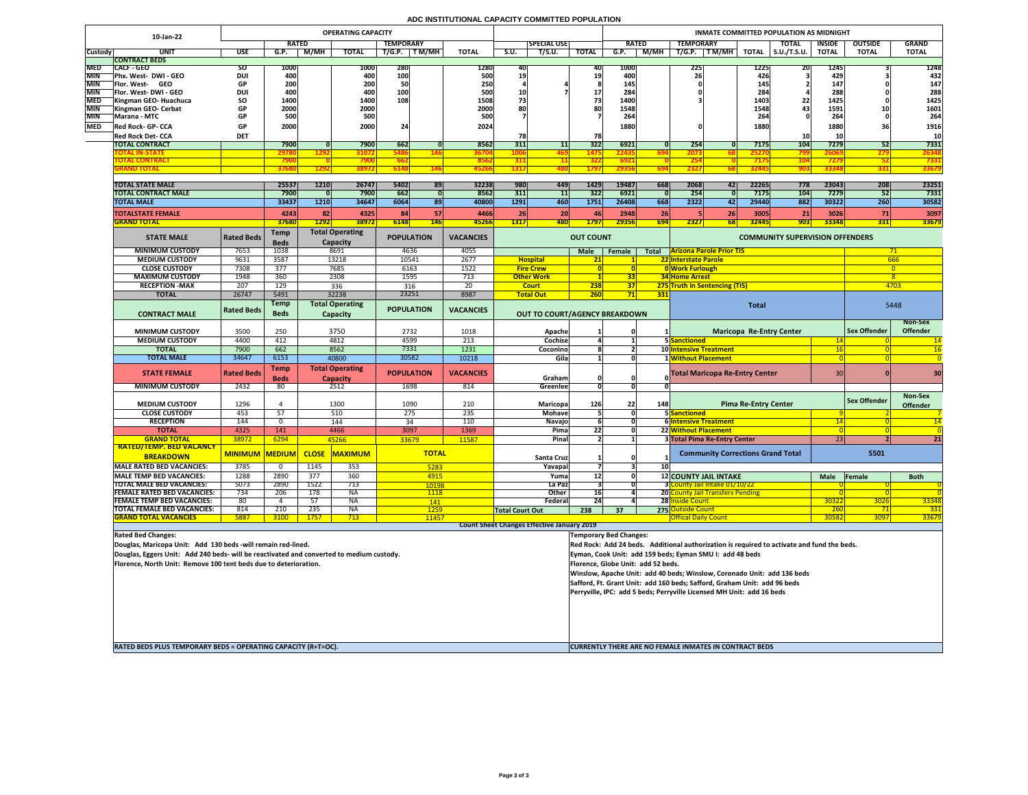# ADC INSTITUTIONAL CAPACITY COMMITTED POPULATION

| 10-Jan-22 | | | OPERATING CAPACITY | | | | | | | | | | INMATE COMMITTED POPULATION AS MIDNIGHT | | | | | | | | | |
|---|---|---|---|---|---|---|---|---|---|---|---|---|---|---|---|---|---|---|---|---|---|---|
| | | | RATED | | | TEMPORARY | | | | SPECIAL USE | | RATED | | TEMPORARY | | | TOTAL | INSIDE | OUTSIDE | GRAND |
| Custody | UNIT | USE | G.P. | M/MH | TOTAL | T/G.P. | T M/MH | TOTAL | S.U. | T/S.U. | TOTAL | G.P. | M/MH | T/G.P. | T M/MH | TOTAL | S.U./T.S.U. | TOTAL | TOTAL | TOTAL |
| | **CONTRACT BEDS** | | | | | | | | | | | | | | | | | | | |
| MED | CACF - GEO | SO | 1000 | | 1000 | 280 | | 1280 | 40 | | 40 | 1000 | | 225 | | 1225 | 20 | 1245 | 3 | 1248 |
| MIN | Phx. West- DWI - GEO | DUI | 400 | | 400 | 100 | | 500 | 19 | | 19 | 400 | | 26 | | 426 | 3 | 429 | 3 | 432 |
| MIN | Flor. West- GEO | GP | 200 | | 200 | 50 | | 250 | 4 | 4 | 8 | 145 | | 0 | | 145 | 2 | 147 | 0 | 147 |
| MIN | Flor. West- DWI - GEO | DUI | 400 | | 400 | 100 | | 500 | 10 | 7 | 17 | 284 | | 0 | | 284 | 4 | 288 | 0 | 288 |
| MED | Kingman GEO- Huachuca | SO | 1400 | | 1400 | 108 | | 1508 | 73 | | 73 | 1400 | | 3 | | 1403 | 22 | 1425 | 0 | 1425 |
| MIN | Kingman GEO- Cerbat | GP | 2000 | | 2000 | | | 2000 | 80 | | 80 | 1548 | | | | 1548 | 43 | 1591 | 10 | 1601 |
| MIN | Marana - MTC | GP | 500 | | 500 | | | 500 | 7 | | 7 | 264 | | | | 264 | 0 | 264 | 0 | 264 |
| MED | Red Rock- GP- CCA | GP | 2000 | | 2000 | 24 | | 2024 | | | | 1880 | | 0 | | 1880 | | 1880 | 36 | 1916 |
| | Red Rock Det- CCA | DET | | | | | | | 78 | | 78 | | | | | | 10 | 10 | | 10 |
| | **TOTAL CONTRACT** | | 7900 | 0 | 7900 | 662 | 0 | 8562 | 311 | 11 | 322 | 6921 | 0 | 254 | 0 | 7175 | 104 | 7279 | 52 | 7331 |
| | **TOTAL IN-STATE** | | 29780 | 1292 | 31072 | 5486 | 146 | 36704 | 1006 | 469 | 1475 | 22435 | 694 | 2073 | 68 | 25270 | 799 | 26069 | 279 | 26348 |
| | **TOTAL CONTRACT** | | 7900 | 0 | 7900 | 662 | | 8562 | 311 | 11 | 322 | 6921 | 0 | 254 | 0 | 7175 | 104 | 7279 | 52 | 7331 |
| | **GRAND TOTAL** | | 37680 | 1292 | 38972 | 6148 | 146 | 45266 | 1317 | 480 | 1797 | 29356 | 694 | 2327 | 68 | 32445 | 903 | 33348 | 331 | 33679 |
| | **TOTAL STATE MALE** | | 25537 | 1210 | 26747 | 5402 | 89 | 32238 | 980 | 449 | 1429 | 19487 | 668 | 2068 | 42 | 22265 | 778 | 23043 | 208 | 23251 |
| | **TOTAL CONTRACT MALE** | | 7900 | 0 | 7900 | 662 | 0 | 8562 | 311 | 11 | 322 | 6921 | 0 | 254 | 0 | 7175 | 104 | 7279 | 52 | 7331 |
| | **TOTAL MALE** | | 33437 | 1210 | 34647 | 6064 | 89 | 40800 | 1291 | 460 | 1751 | 26408 | 668 | 2322 | 42 | 29440 | 882 | 30322 | 260 | 30582 |
| | **TOTALSTATE FEMALE** | | 4243 | 82 | 4325 | 84 | 57 | 4466 | 26 | 20 | 46 | 2948 | 26 | 5 | 26 | 3005 | 21 | 3026 | 71 | 3097 |
| | **GRAND TOTAL** | | 37680 | 1292 | 38972 | 6148 | 146 | 45266 | 1317 | 480 | 1797 | 29356 | 694 | 2327 | 68 | 32445 | 903 | 33348 | 331 | 33679 |

| STATE MALE | Rated Beds | Temp Beds | Total Operating Capacity | POPULATION | VACANCIES |
|---|---|---|---|---|---|
| MINIMUM CUSTODY | 7653 | 1038 | 8691 | 4636 | 4055 |
| MEDIUM CUSTODY | 9631 | 3587 | 13218 | 10541 | 2677 |
| CLOSE CUSTODY | 7308 | 377 | 7685 | 6163 | 1522 |
| MAXIMUM CUSTODY | 1948 | 360 | 2308 | 1595 | 713 |
| RECEPTION -MAX | 207 | 129 | 336 | 316 | 20 |
| TOTAL | 26747 | 5491 | 32238 | 23251 | 8987 |

| CONTRACT MALE | Rated Beds | Temp Beds | Total Operating Capacity | POPULATION | VACANCIES |
|---|---|---|---|---|---|
| MINIMUM CUSTODY | 3500 | 250 | 3750 | 2732 | 1018 |
| MEDIUM CUSTODY | 4400 | 412 | 4812 | 4599 | 213 |
| TOTAL | 7900 | 662 | 8562 | 7331 | 1231 |
| TOTAL MALE | 34647 | 6153 | 40800 | 30582 | 10218 |

| STATE FEMALE | Rated Beds | Temp Beds | Total Operating Capacity | POPULATION | VACANCIES |
|---|---|---|---|---|---|
| MINIMUM CUSTODY | 2432 | 80 | 2512 | 1698 | 814 |
| MEDIUM CUSTODY | 1296 | 4 | 1300 | 1090 | 210 |
| CLOSE CUSTODY | 453 | 57 | 510 | 275 | 235 |
| RECEPTION | 144 | 0 | 144 | 34 | 110 |
| TOTAL | 4325 | 141 | 4466 | 3097 | 1369 |
| GRAND TOTAL | 38972 | 6294 | 45266 | 33679 | 11587 |

| RATED/TEMP. BED VACANCY BREAKDOWN | MINIMUM | MEDIUM | CLOSE | MAXIMUM | TOTAL |
|---|---|---|---|---|---|
| MALE RATED BED VACANCIES: | 3785 | 0 | 1145 | 353 | 5283 |
| MALE TEMP BED VACANCIES: | 1288 | 2890 | 377 | 360 | 4915 |
| TOTAL MALE BED VACANCIES: | 5073 | 2890 | 1522 | 713 | 10198 |
| FEMALE RATED BED VACANCIES: | 734 | 206 | 178 | NA | 1118 |
| FEMALE TEMP BED VACANCIES: | 80 | 4 | 57 | NA | 141 |
| TOTAL FEMALE BED VACANCIES: | 814 | 210 | 235 | NA | 1259 |
| GRAND TOTAL VACANCIES | 5887 | 3100 | 1757 | 713 | 11457 |

| OUT COUNT | Male | Female | Total |
|---|---|---|---|
| Hospital | 21 | 1 | 22 |
| Fire Crew | 0 | 0 | 0 |
| Other Work | 1 | 33 | 34 |
| Court | 238 | 37 | 275 |
| Total Out | 260 | 71 | 331 |

| OUT TO COURT/AGENCY BREAKDOWN | Male | Female | Total |
|---|---|---|---|
| Apache | 1 | 0 | 1 |
| Cochise | 4 | 1 | 5 |
| Coconino | 8 | 2 | 10 |
| Gila | 1 | 0 | 1 |
| Graham | 0 | 0 | 0 |
| Greenlee | 0 | 0 | 0 |
| Maricopa | 126 | 22 | 148 |
| Mohave | 5 | 0 | 5 |
| Navajo | 6 | 0 | 6 |
| Pima | 22 | 0 | 22 |
| Pinal | 2 | 1 | 3 |
| Santa Cruz | 1 | 0 | 1 |
| Yavapai | 7 | 3 | 10 |
| Yuma | 12 | 0 | 12 |
| La Paz | 3 | 0 | 3 |
| Other | 16 | 4 | 20 |
| Federal | 24 | 4 | 28 |
| Total Court Out | 238 | 37 | 275 |

Count Sheet Changes Effective January 2019

| COMMUNITY SUPERVISION OFFENDERS | |
|---|---|
| Arizona Parole Prior TIS | 71 |
| Interstate Parole | 666 |
| Work Furlough | 0 |
| Home Arrest | 8 |
| Truth In Sentencing (TIS) | 4703 |
| Total | 5448 |

| Maricopa Re-Entry Center | | Sex Offender | Non-Sex Offender |
|---|---|---|---|
| Sanctioned | 14 | 0 | 14 |
| Intensive Treatment | 16 | 0 | 16 |
| Without Placement | 0 | 0 | 0 |
| Total Maricopa Re-Entry Center | 30 | 0 | 30 |

| Pima Re-Entry Center | | Sex Offender | Non-Sex Offender |
|---|---|---|---|
| Sanctioned | 9 | 2 | 7 |
| Intensive Treatment | 14 | 0 | 14 |
| Without Placement | 0 | 0 | 0 |
| Total Pima Re-Entry Center | 23 | 2 | 21 |

| Community Corrections Grand Total | 5501 |
|---|---|

| COUNTY JAIL INTAKE | Male | Female | Both |
|---|---|---|---|
| County Jail Intake 01/10/22 | 0 | 0 | 0 |
| County Jail Transfers Pending | 0 | 0 | 0 |
| Inside Count | 30322 | 3026 | 33348 |
| Outside Count | 260 | 71 | 331 |
| Offical Daily Count | 30582 | 3097 | 33679 |

**Rated Bed Changes:**

Douglas, Maricopa Unit: Add 130 beds -will remain red-lined.

Douglas, Eggers Unit: Add 240 beds- will be reactivated and converted to medium custody.

Florence, North Unit: Remove 100 tent beds due to deterioration.

**Temporary Bed Changes:**

Red Rock: Add 24 beds. Additional authorization is required to activate and fund the beds.

Eyman, Cook Unit: add 159 beds; Eyman SMU I: add 48 beds

Florence, Globe Unit: add 52 beds.

Winslow, Apache Unit: add 40 beds; Winslow, Coronado Unit: add 136 beds

Safford, Ft. Grant Unit: add 160 beds; Safford, Graham Unit: add 96 beds

Perryville, IPC: add 5 beds; Perryville Licensed MH Unit: add 16 beds

RATED BEDS PLUS TEMPORARY BEDS = OPERATING CAPACITY (R+T=OC).

CURRENTLY THERE ARE NO FEMALE INMATES IN CONTRACT BEDS